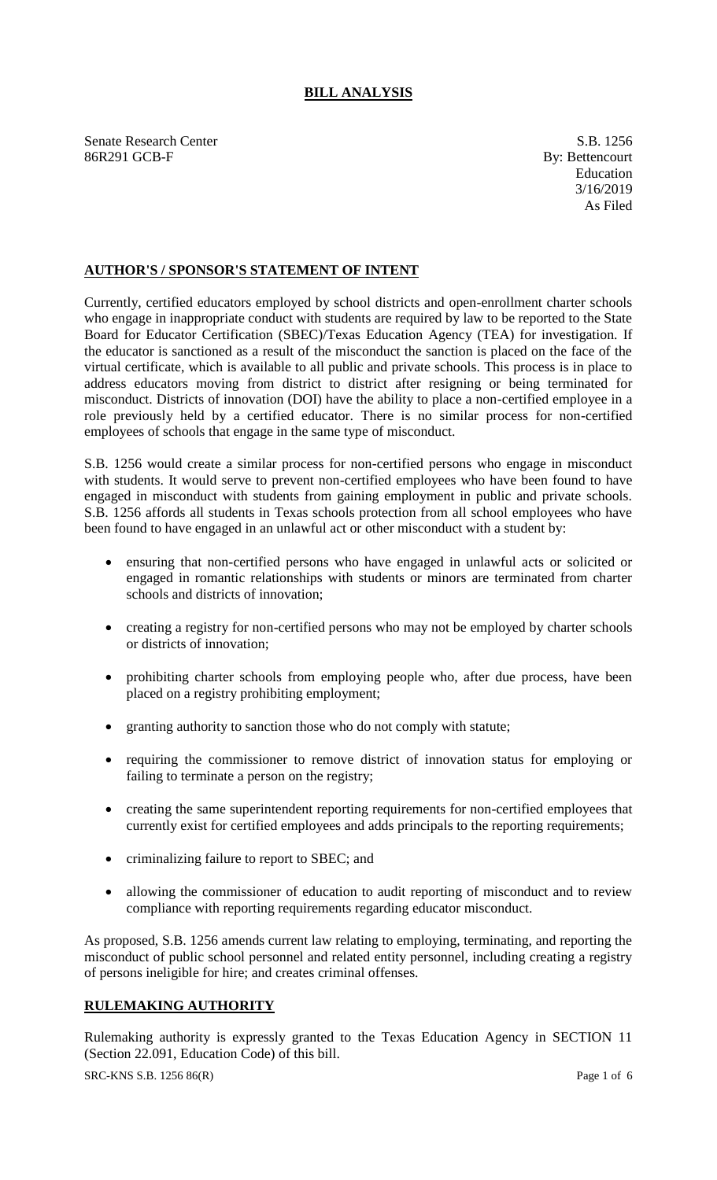# BILL ANALYSIS

Senate Research Center
86R291 GCB-F

S.B. 1256
By: Bettencourt
Education
3/16/2019
As Filed

## AUTHOR'S / SPONSOR'S STATEMENT OF INTENT

Currently, certified educators employed by school districts and open-enrollment charter schools who engage in inappropriate conduct with students are required by law to be reported to the State Board for Educator Certification (SBEC)/Texas Education Agency (TEA) for investigation. If the educator is sanctioned as a result of the misconduct the sanction is placed on the face of the virtual certificate, which is available to all public and private schools. This process is in place to address educators moving from district to district after resigning or being terminated for misconduct. Districts of innovation (DOI) have the ability to place a non-certified employee in a role previously held by a certified educator. There is no similar process for non-certified employees of schools that engage in the same type of misconduct.

S.B. 1256 would create a similar process for non-certified persons who engage in misconduct with students. It would serve to prevent non-certified employees who have been found to have engaged in misconduct with students from gaining employment in public and private schools. S.B. 1256 affords all students in Texas schools protection from all school employees who have been found to have engaged in an unlawful act or other misconduct with a student by:

- ensuring that non-certified persons who have engaged in unlawful acts or solicited or engaged in romantic relationships with students or minors are terminated from charter schools and districts of innovation;
- creating a registry for non-certified persons who may not be employed by charter schools or districts of innovation;
- prohibiting charter schools from employing people who, after due process, have been placed on a registry prohibiting employment;
- granting authority to sanction those who do not comply with statute;
- requiring the commissioner to remove district of innovation status for employing or failing to terminate a person on the registry;
- creating the same superintendent reporting requirements for non-certified employees that currently exist for certified employees and adds principals to the reporting requirements;
- criminalizing failure to report to SBEC; and
- allowing the commissioner of education to audit reporting of misconduct and to review compliance with reporting requirements regarding educator misconduct.

As proposed, S.B. 1256 amends current law relating to employing, terminating, and reporting the misconduct of public school personnel and related entity personnel, including creating a registry of persons ineligible for hire; and creates criminal offenses.

## RULEMAKING AUTHORITY

Rulemaking authority is expressly granted to the Texas Education Agency in SECTION 11 (Section 22.091, Education Code) of this bill.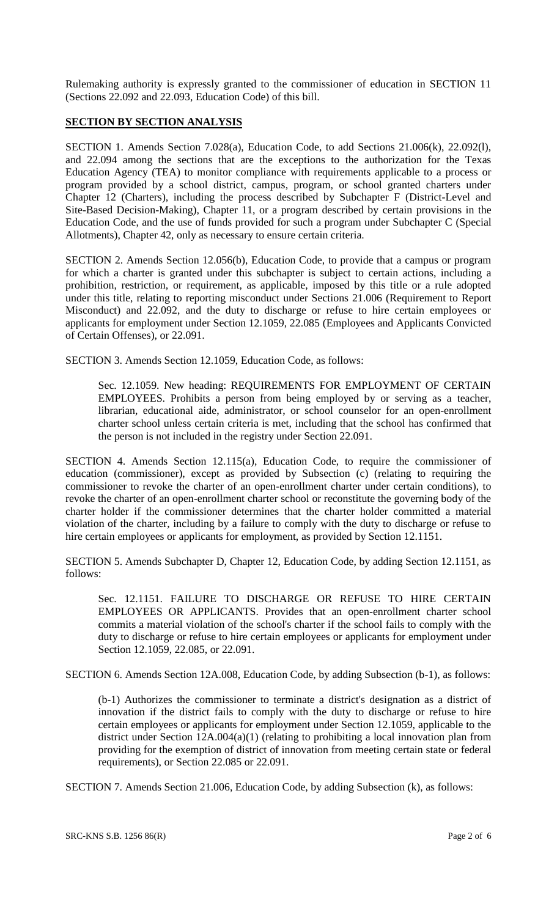Rulemaking authority is expressly granted to the commissioner of education in SECTION 11 (Sections 22.092 and 22.093, Education Code) of this bill.

## SECTION BY SECTION ANALYSIS

SECTION 1. Amends Section 7.028(a), Education Code, to add Sections 21.006(k), 22.092(l), and 22.094 among the sections that are the exceptions to the authorization for the Texas Education Agency (TEA) to monitor compliance with requirements applicable to a process or program provided by a school district, campus, program, or school granted charters under Chapter 12 (Charters), including the process described by Subchapter F (District-Level and Site-Based Decision-Making), Chapter 11, or a program described by certain provisions in the Education Code, and the use of funds provided for such a program under Subchapter C (Special Allotments), Chapter 42, only as necessary to ensure certain criteria.

SECTION 2. Amends Section 12.056(b), Education Code, to provide that a campus or program for which a charter is granted under this subchapter is subject to certain actions, including a prohibition, restriction, or requirement, as applicable, imposed by this title or a rule adopted under this title, relating to reporting misconduct under Sections 21.006 (Requirement to Report Misconduct) and 22.092, and the duty to discharge or refuse to hire certain employees or applicants for employment under Section 12.1059, 22.085 (Employees and Applicants Convicted of Certain Offenses), or 22.091.

SECTION 3. Amends Section 12.1059, Education Code, as follows:

> Sec. 12.1059. New heading: REQUIREMENTS FOR EMPLOYMENT OF CERTAIN EMPLOYEES. Prohibits a person from being employed by or serving as a teacher, librarian, educational aide, administrator, or school counselor for an open-enrollment charter school unless certain criteria is met, including that the school has confirmed that the person is not included in the registry under Section 22.091.

SECTION 4. Amends Section 12.115(a), Education Code, to require the commissioner of education (commissioner), except as provided by Subsection (c) (relating to requiring the commissioner to revoke the charter of an open-enrollment charter under certain conditions), to revoke the charter of an open-enrollment charter school or reconstitute the governing body of the charter holder if the commissioner determines that the charter holder committed a material violation of the charter, including by a failure to comply with the duty to discharge or refuse to hire certain employees or applicants for employment, as provided by Section 12.1151.

SECTION 5. Amends Subchapter D, Chapter 12, Education Code, by adding Section 12.1151, as follows:

> Sec. 12.1151. FAILURE TO DISCHARGE OR REFUSE TO HIRE CERTAIN EMPLOYEES OR APPLICANTS. Provides that an open-enrollment charter school commits a material violation of the school's charter if the school fails to comply with the duty to discharge or refuse to hire certain employees or applicants for employment under Section 12.1059, 22.085, or 22.091.

SECTION 6. Amends Section 12A.008, Education Code, by adding Subsection (b-1), as follows:

> (b-1) Authorizes the commissioner to terminate a district's designation as a district of innovation if the district fails to comply with the duty to discharge or refuse to hire certain employees or applicants for employment under Section 12.1059, applicable to the district under Section 12A.004(a)(1) (relating to prohibiting a local innovation plan from providing for the exemption of district of innovation from meeting certain state or federal requirements), or Section 22.085 or 22.091.

SECTION 7. Amends Section 21.006, Education Code, by adding Subsection (k), as follows: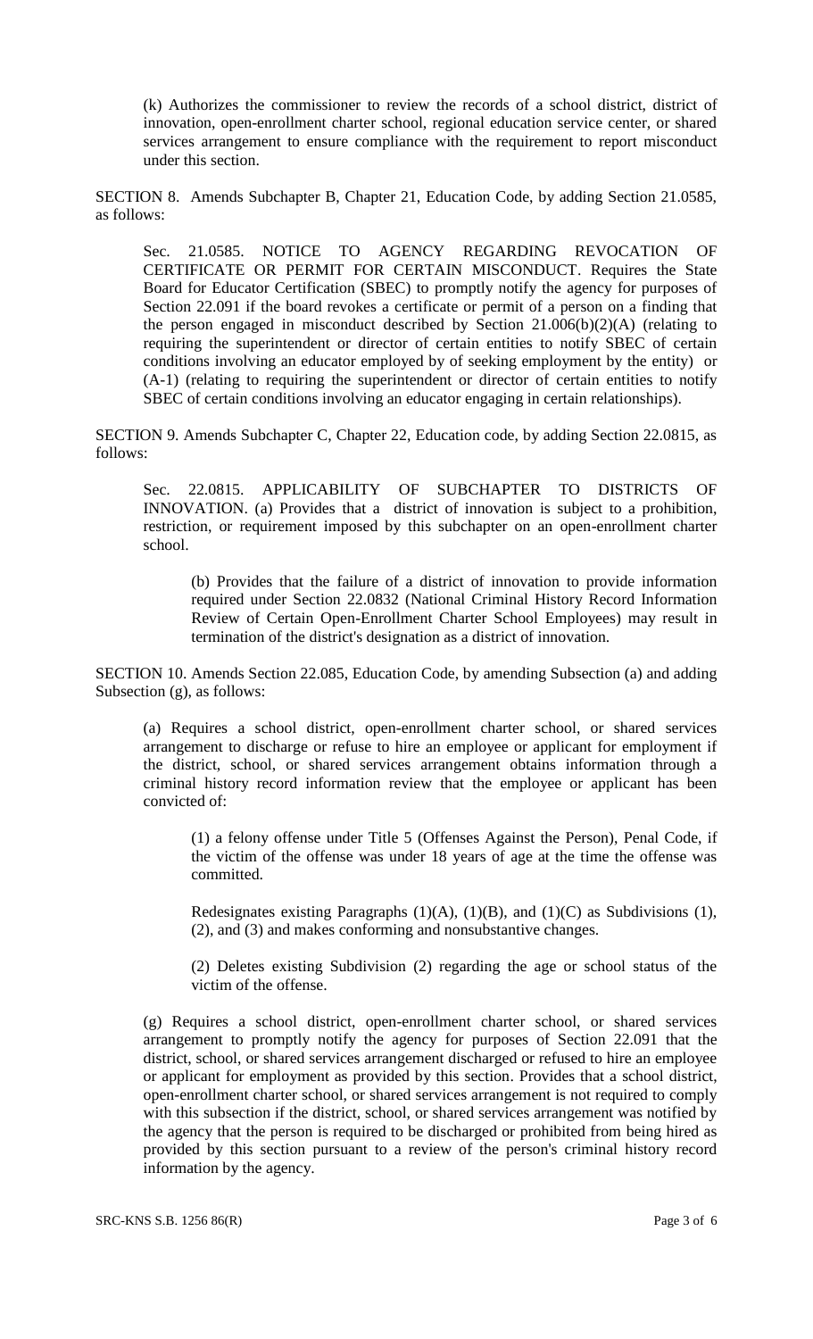(k) Authorizes the commissioner to review the records of a school district, district of innovation, open-enrollment charter school, regional education service center, or shared services arrangement to ensure compliance with the requirement to report misconduct under this section.

SECTION 8. Amends Subchapter B, Chapter 21, Education Code, by adding Section 21.0585, as follows:

Sec. 21.0585. NOTICE TO AGENCY REGARDING REVOCATION OF CERTIFICATE OR PERMIT FOR CERTAIN MISCONDUCT. Requires the State Board for Educator Certification (SBEC) to promptly notify the agency for purposes of Section 22.091 if the board revokes a certificate or permit of a person on a finding that the person engaged in misconduct described by Section 21.006(b)(2)(A) (relating to requiring the superintendent or director of certain entities to notify SBEC of certain conditions involving an educator employed by of seeking employment by the entity) or (A-1) (relating to requiring the superintendent or director of certain entities to notify SBEC of certain conditions involving an educator engaging in certain relationships).

SECTION 9. Amends Subchapter C, Chapter 22, Education code, by adding Section 22.0815, as follows:

Sec. 22.0815. APPLICABILITY OF SUBCHAPTER TO DISTRICTS OF INNOVATION. (a) Provides that a district of innovation is subject to a prohibition, restriction, or requirement imposed by this subchapter on an open-enrollment charter school.

(b) Provides that the failure of a district of innovation to provide information required under Section 22.0832 (National Criminal History Record Information Review of Certain Open-Enrollment Charter School Employees) may result in termination of the district's designation as a district of innovation.

SECTION 10. Amends Section 22.085, Education Code, by amending Subsection (a) and adding Subsection (g), as follows:

(a) Requires a school district, open-enrollment charter school, or shared services arrangement to discharge or refuse to hire an employee or applicant for employment if the district, school, or shared services arrangement obtains information through a criminal history record information review that the employee or applicant has been convicted of:

(1) a felony offense under Title 5 (Offenses Against the Person), Penal Code, if the victim of the offense was under 18 years of age at the time the offense was committed.

Redesignates existing Paragraphs (1)(A), (1)(B), and (1)(C) as Subdivisions (1), (2), and (3) and makes conforming and nonsubstantive changes.

(2) Deletes existing Subdivision (2) regarding the age or school status of the victim of the offense.

(g) Requires a school district, open-enrollment charter school, or shared services arrangement to promptly notify the agency for purposes of Section 22.091 that the district, school, or shared services arrangement discharged or refused to hire an employee or applicant for employment as provided by this section. Provides that a school district, open-enrollment charter school, or shared services arrangement is not required to comply with this subsection if the district, school, or shared services arrangement was notified by the agency that the person is required to be discharged or prohibited from being hired as provided by this section pursuant to a review of the person's criminal history record information by the agency.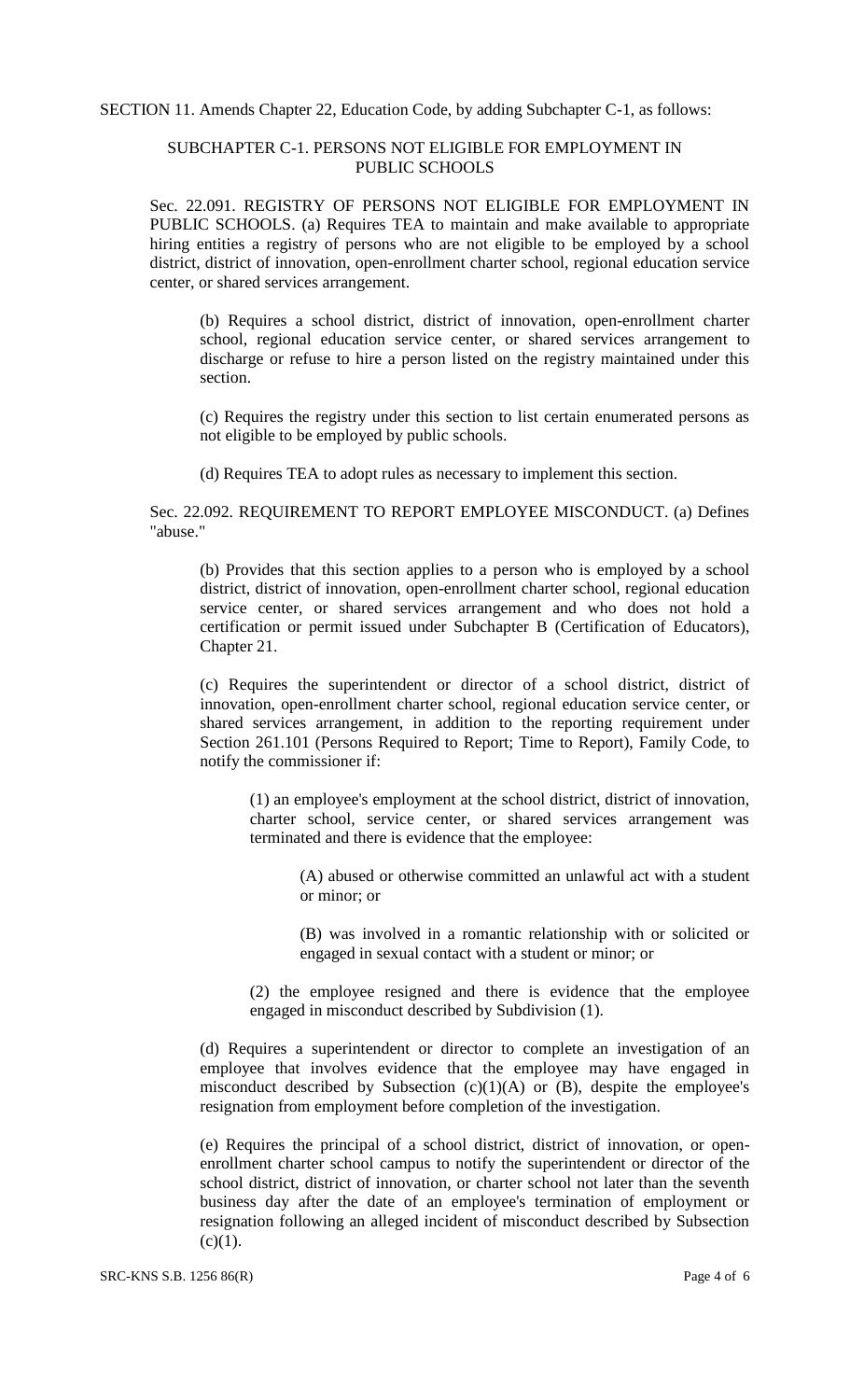SECTION 11. Amends Chapter 22, Education Code, by adding Subchapter C-1, as follows:

SUBCHAPTER C-1. PERSONS NOT ELIGIBLE FOR EMPLOYMENT IN PUBLIC SCHOOLS

Sec. 22.091. REGISTRY OF PERSONS NOT ELIGIBLE FOR EMPLOYMENT IN PUBLIC SCHOOLS. (a) Requires TEA to maintain and make available to appropriate hiring entities a registry of persons who are not eligible to be employed by a school district, district of innovation, open-enrollment charter school, regional education service center, or shared services arrangement.

(b) Requires a school district, district of innovation, open-enrollment charter school, regional education service center, or shared services arrangement to discharge or refuse to hire a person listed on the registry maintained under this section.

(c) Requires the registry under this section to list certain enumerated persons as not eligible to be employed by public schools.

(d) Requires TEA to adopt rules as necessary to implement this section.

Sec. 22.092. REQUIREMENT TO REPORT EMPLOYEE MISCONDUCT. (a) Defines "abuse."

(b) Provides that this section applies to a person who is employed by a school district, district of innovation, open-enrollment charter school, regional education service center, or shared services arrangement and who does not hold a certification or permit issued under Subchapter B (Certification of Educators), Chapter 21.

(c) Requires the superintendent or director of a school district, district of innovation, open-enrollment charter school, regional education service center, or shared services arrangement, in addition to the reporting requirement under Section 261.101 (Persons Required to Report; Time to Report), Family Code, to notify the commissioner if:

(1) an employee's employment at the school district, district of innovation, charter school, service center, or shared services arrangement was terminated and there is evidence that the employee:

(A) abused or otherwise committed an unlawful act with a student or minor; or

(B) was involved in a romantic relationship with or solicited or engaged in sexual contact with a student or minor; or

(2) the employee resigned and there is evidence that the employee engaged in misconduct described by Subdivision (1).

(d) Requires a superintendent or director to complete an investigation of an employee that involves evidence that the employee may have engaged in misconduct described by Subsection (c)(1)(A) or (B), despite the employee's resignation from employment before completion of the investigation.

(e) Requires the principal of a school district, district of innovation, or open-enrollment charter school campus to notify the superintendent or director of the school district, district of innovation, or charter school not later than the seventh business day after the date of an employee's termination of employment or resignation following an alleged incident of misconduct described by Subsection (c)(1).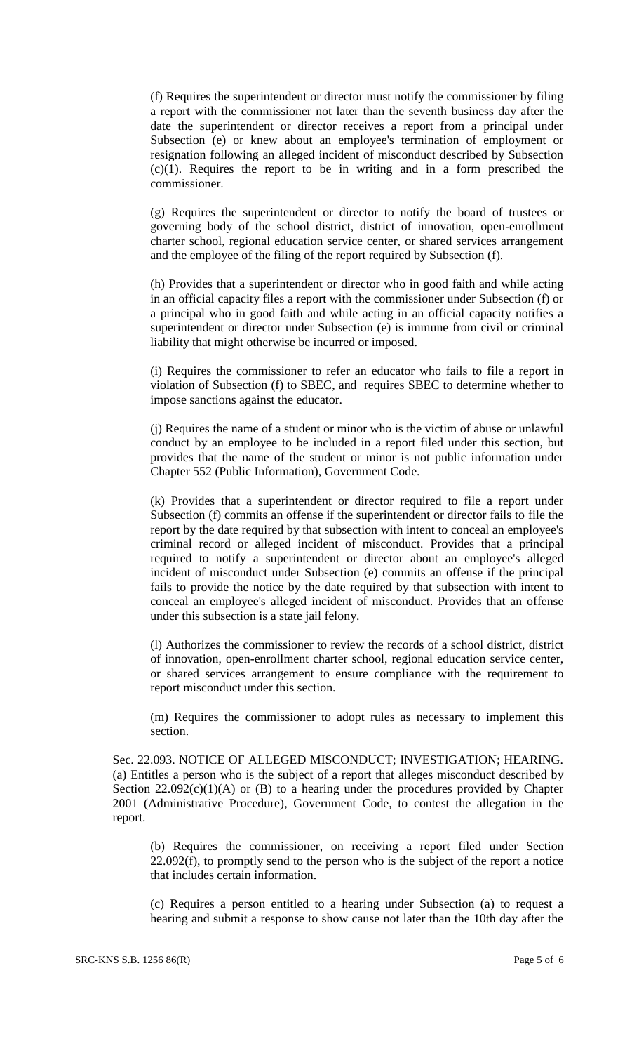(f) Requires the superintendent or director must notify the commissioner by filing a report with the commissioner not later than the seventh business day after the date the superintendent or director receives a report from a principal under Subsection (e) or knew about an employee's termination of employment or resignation following an alleged incident of misconduct described by Subsection (c)(1). Requires the report to be in writing and in a form prescribed the commissioner.

(g) Requires the superintendent or director to notify the board of trustees or governing body of the school district, district of innovation, open-enrollment charter school, regional education service center, or shared services arrangement and the employee of the filing of the report required by Subsection (f).

(h) Provides that a superintendent or director who in good faith and while acting in an official capacity files a report with the commissioner under Subsection (f) or a principal who in good faith and while acting in an official capacity notifies a superintendent or director under Subsection (e) is immune from civil or criminal liability that might otherwise be incurred or imposed.

(i) Requires the commissioner to refer an educator who fails to file a report in violation of Subsection (f) to SBEC, and requires SBEC to determine whether to impose sanctions against the educator.

(j) Requires the name of a student or minor who is the victim of abuse or unlawful conduct by an employee to be included in a report filed under this section, but provides that the name of the student or minor is not public information under Chapter 552 (Public Information), Government Code.

(k) Provides that a superintendent or director required to file a report under Subsection (f) commits an offense if the superintendent or director fails to file the report by the date required by that subsection with intent to conceal an employee's criminal record or alleged incident of misconduct. Provides that a principal required to notify a superintendent or director about an employee's alleged incident of misconduct under Subsection (e) commits an offense if the principal fails to provide the notice by the date required by that subsection with intent to conceal an employee's alleged incident of misconduct. Provides that an offense under this subsection is a state jail felony.

(l) Authorizes the commissioner to review the records of a school district, district of innovation, open-enrollment charter school, regional education service center, or shared services arrangement to ensure compliance with the requirement to report misconduct under this section.

(m) Requires the commissioner to adopt rules as necessary to implement this section.

Sec. 22.093. NOTICE OF ALLEGED MISCONDUCT; INVESTIGATION; HEARING. (a) Entitles a person who is the subject of a report that alleges misconduct described by Section 22.092(c)(1)(A) or (B) to a hearing under the procedures provided by Chapter 2001 (Administrative Procedure), Government Code, to contest the allegation in the report.

(b) Requires the commissioner, on receiving a report filed under Section 22.092(f), to promptly send to the person who is the subject of the report a notice that includes certain information.

(c) Requires a person entitled to a hearing under Subsection (a) to request a hearing and submit a response to show cause not later than the 10th day after the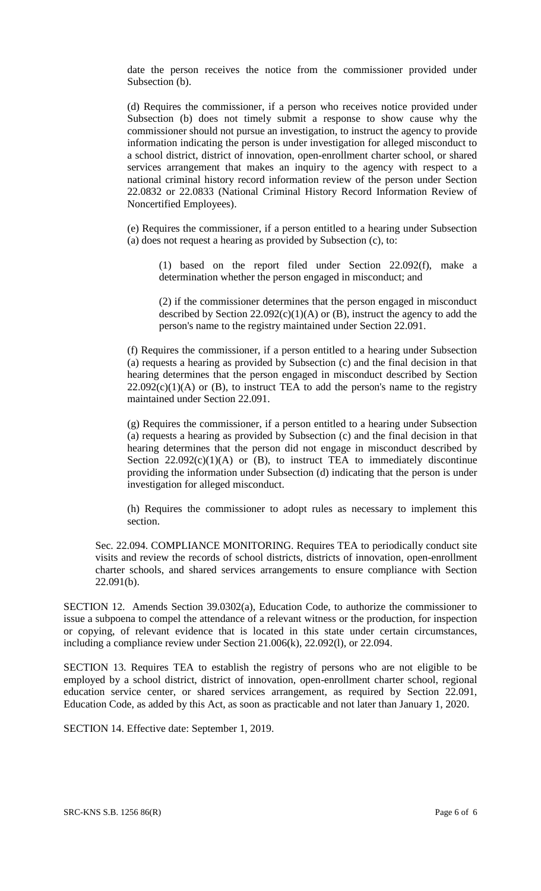date the person receives the notice from the commissioner provided under Subsection (b).

(d) Requires the commissioner, if a person who receives notice provided under Subsection (b) does not timely submit a response to show cause why the commissioner should not pursue an investigation, to instruct the agency to provide information indicating the person is under investigation for alleged misconduct to a school district, district of innovation, open-enrollment charter school, or shared services arrangement that makes an inquiry to the agency with respect to a national criminal history record information review of the person under Section 22.0832 or 22.0833 (National Criminal History Record Information Review of Noncertified Employees).

(e) Requires the commissioner, if a person entitled to a hearing under Subsection (a) does not request a hearing as provided by Subsection (c), to:

(1) based on the report filed under Section 22.092(f), make a determination whether the person engaged in misconduct; and

(2) if the commissioner determines that the person engaged in misconduct described by Section 22.092(c)(1)(A) or (B), instruct the agency to add the person's name to the registry maintained under Section 22.091.

(f) Requires the commissioner, if a person entitled to a hearing under Subsection (a) requests a hearing as provided by Subsection (c) and the final decision in that hearing determines that the person engaged in misconduct described by Section 22.092(c)(1)(A) or (B), to instruct TEA to add the person's name to the registry maintained under Section 22.091.

(g) Requires the commissioner, if a person entitled to a hearing under Subsection (a) requests a hearing as provided by Subsection (c) and the final decision in that hearing determines that the person did not engage in misconduct described by Section 22.092(c)(1)(A) or (B), to instruct TEA to immediately discontinue providing the information under Subsection (d) indicating that the person is under investigation for alleged misconduct.

(h) Requires the commissioner to adopt rules as necessary to implement this section.

Sec. 22.094. COMPLIANCE MONITORING. Requires TEA to periodically conduct site visits and review the records of school districts, districts of innovation, open-enrollment charter schools, and shared services arrangements to ensure compliance with Section 22.091(b).

SECTION 12. Amends Section 39.0302(a), Education Code, to authorize the commissioner to issue a subpoena to compel the attendance of a relevant witness or the production, for inspection or copying, of relevant evidence that is located in this state under certain circumstances, including a compliance review under Section 21.006(k), 22.092(l), or 22.094.

SECTION 13. Requires TEA to establish the registry of persons who are not eligible to be employed by a school district, district of innovation, open-enrollment charter school, regional education service center, or shared services arrangement, as required by Section 22.091, Education Code, as added by this Act, as soon as practicable and not later than January 1, 2020.

SECTION 14. Effective date: September 1, 2019.